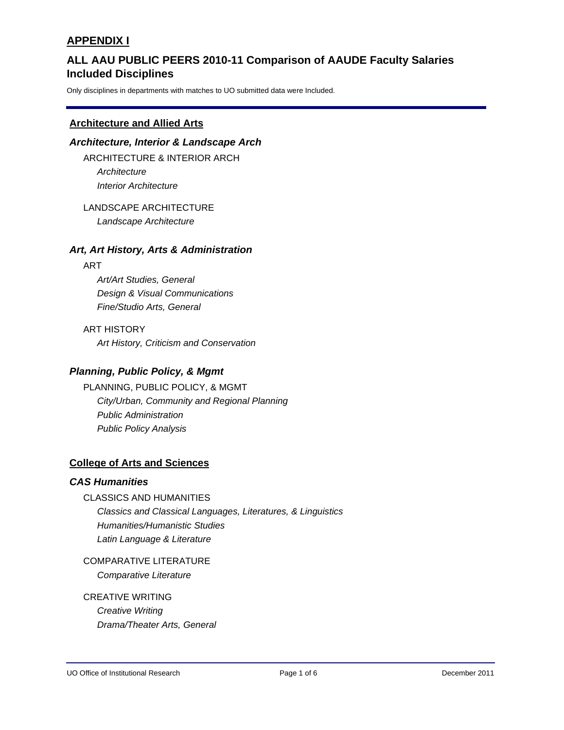# APPENDIX I

## ALL AAU PUBLIC PEERS 2010-11 Comparison of AAUDE Faculty Salaries Included Disciplines

Only disciplines in departments with matches to UO submitted data were Included.

---

### Architecture and Allied Arts

#### *Architecture, Interior & Landscape Arch*

ARCHITECTURE & INTERIOR ARCH

- *Architecture*
- *Interior Architecture*

LANDSCAPE ARCHITECTURE

- *Landscape Architecture*

#### *Art, Art History, Arts & Administration*

ART

- *Art/Art Studies, General*
- *Design & Visual Communications*
- *Fine/Studio Arts, General*

ART HISTORY

- *Art History, Criticism and Conservation*

#### *Planning, Public Policy, & Mgmt*

PLANNING, PUBLIC POLICY, & MGMT

- *City/Urban, Community and Regional Planning*
- *Public Administration*
- *Public Policy Analysis*

### College of Arts and Sciences

#### *CAS Humanities*

CLASSICS AND HUMANITIES

- *Classics and Classical Languages, Literatures, & Linguistics*
- *Humanities/Humanistic Studies*
- *Latin Language & Literature*

COMPARATIVE LITERATURE

- *Comparative Literature*

CREATIVE WRITING

- *Creative Writing*
- *Drama/Theater Arts, General*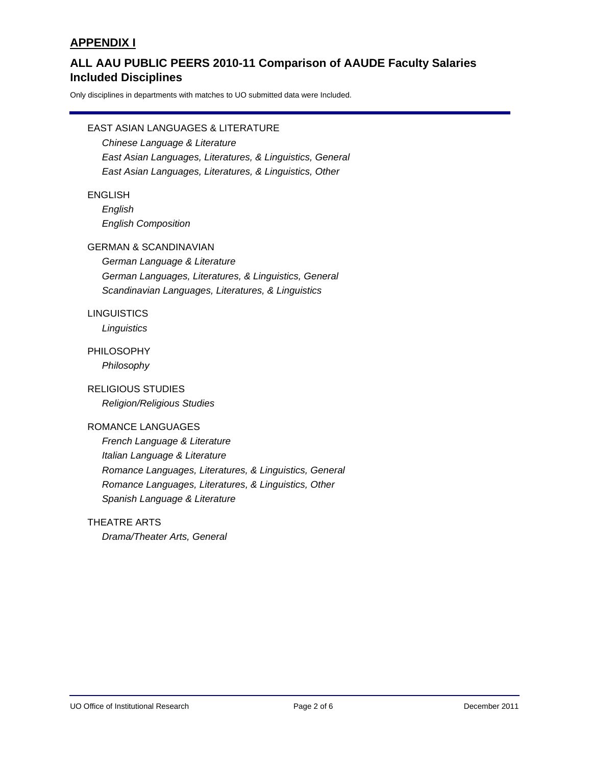## APPENDIX I

## ALL AAU PUBLIC PEERS 2010-11 Comparison of AAUDE Faculty Salaries Included Disciplines

Only disciplines in departments with matches to UO submitted data were Included.

EAST ASIAN LANGUAGES & LITERATURE

*Chinese Language & Literature*
*East Asian Languages, Literatures, & Linguistics, General*
*East Asian Languages, Literatures, & Linguistics, Other*

ENGLISH

*English*
*English Composition*

GERMAN & SCANDINAVIAN

*German Language & Literature*
*German Languages, Literatures, & Linguistics, General*
*Scandinavian Languages, Literatures, & Linguistics*

LINGUISTICS

*Linguistics*

PHILOSOPHY

*Philosophy*

RELIGIOUS STUDIES

*Religion/Religious Studies*

ROMANCE LANGUAGES

*French Language & Literature*
*Italian Language & Literature*
*Romance Languages, Literatures, & Linguistics, General*
*Romance Languages, Literatures, & Linguistics, Other*
*Spanish Language & Literature*

THEATRE ARTS

*Drama/Theater Arts, General*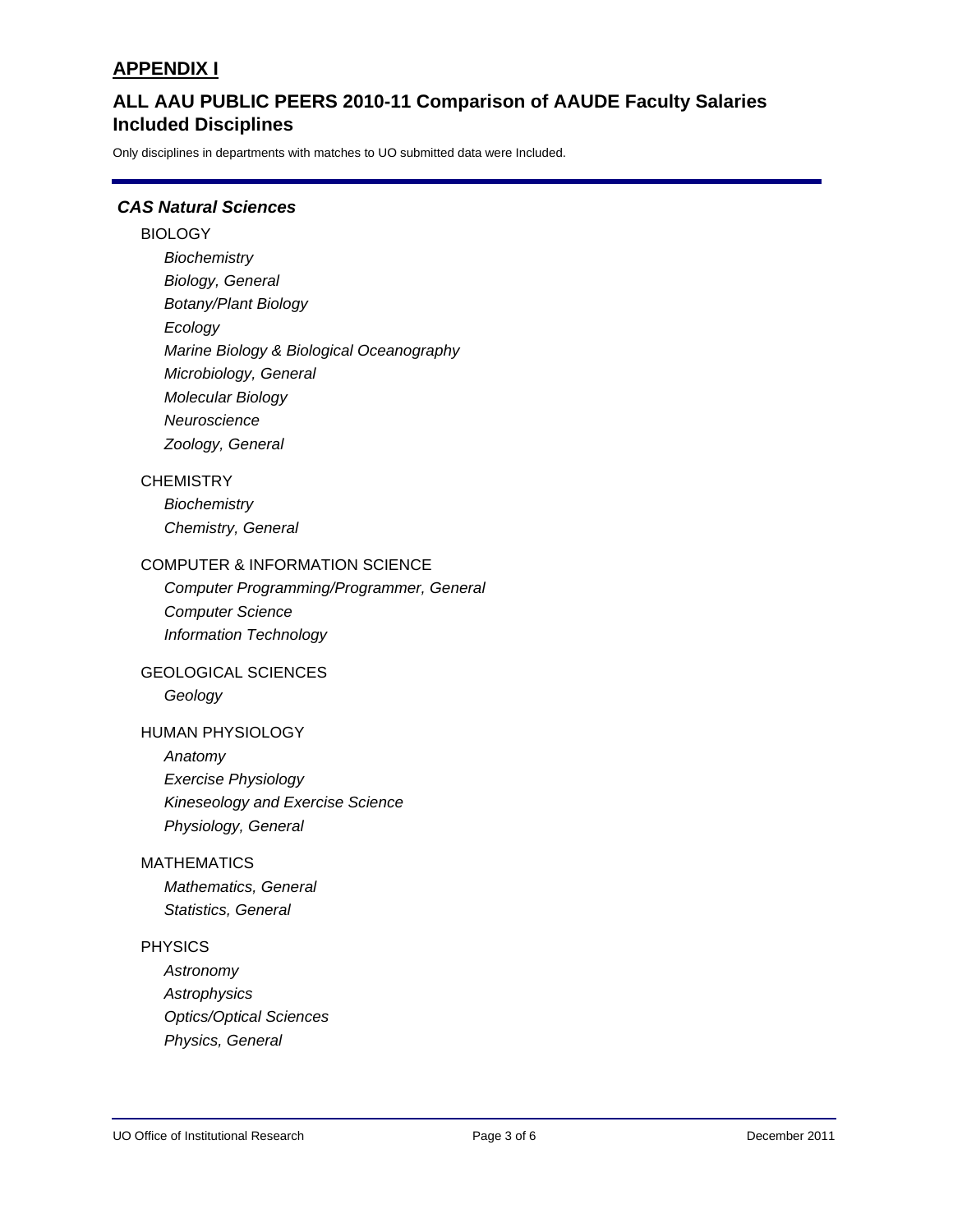## APPENDIX I

## ALL AAU PUBLIC PEERS 2010-11 Comparison of AAUDE Faculty Salaries Included Disciplines

Only disciplines in departments with matches to UO submitted data were Included.

### *CAS Natural Sciences*

BIOLOGY

- *Biochemistry*
- *Biology, General*
- *Botany/Plant Biology*
- *Ecology*
- *Marine Biology & Biological Oceanography*
- *Microbiology, General*
- *Molecular Biology*
- *Neuroscience*
- *Zoology, General*

CHEMISTRY

- *Biochemistry*
- *Chemistry, General*

COMPUTER & INFORMATION SCIENCE

- *Computer Programming/Programmer, General*
- *Computer Science*
- *Information Technology*

GEOLOGICAL SCIENCES

- *Geology*

HUMAN PHYSIOLOGY

- *Anatomy*
- *Exercise Physiology*
- *Kineseology and Exercise Science*
- *Physiology, General*

MATHEMATICS

- *Mathematics, General*
- *Statistics, General*

PHYSICS

- *Astronomy*
- *Astrophysics*
- *Optics/Optical Sciences*
- *Physics, General*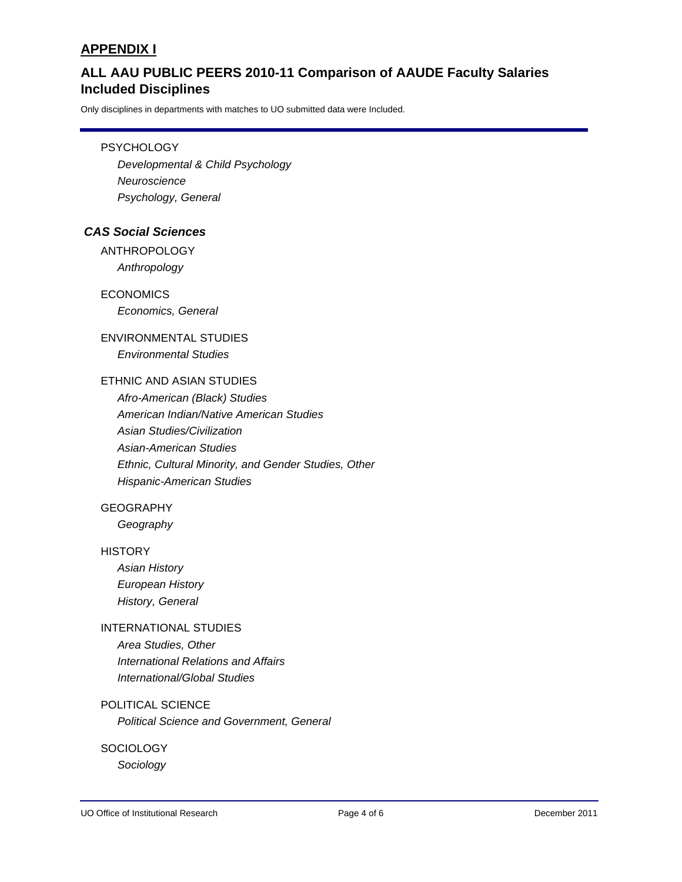## APPENDIX I

### ALL AAU PUBLIC PEERS 2010-11 Comparison of AAUDE Faculty Salaries Included Disciplines

Only disciplines in departments with matches to UO submitted data were Included.

PSYCHOLOGY

- *Developmental & Child Psychology*
- *Neuroscience*
- *Psychology, General*

### *CAS Social Sciences*

ANTHROPOLOGY

- *Anthropology*

ECONOMICS

- *Economics, General*

ENVIRONMENTAL STUDIES

- *Environmental Studies*

ETHNIC AND ASIAN STUDIES

- *Afro-American (Black) Studies*
- *American Indian/Native American Studies*
- *Asian Studies/Civilization*
- *Asian-American Studies*
- *Ethnic, Cultural Minority, and Gender Studies, Other*
- *Hispanic-American Studies*

GEOGRAPHY

- *Geography*

HISTORY

- *Asian History*
- *European History*
- *History, General*

INTERNATIONAL STUDIES

- *Area Studies, Other*
- *International Relations and Affairs*
- *International/Global Studies*

POLITICAL SCIENCE

- *Political Science and Government, General*

SOCIOLOGY

- *Sociology*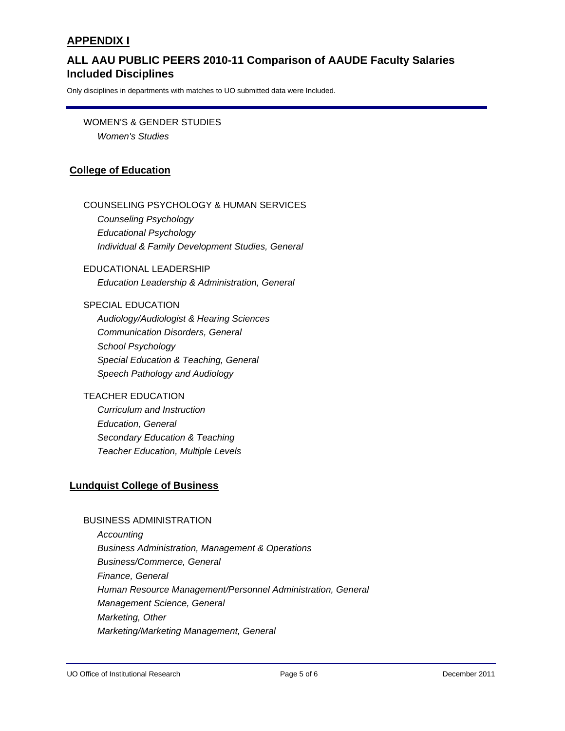## APPENDIX I

## ALL AAU PUBLIC PEERS 2010-11 Comparison of AAUDE Faculty Salaries Included Disciplines

Only disciplines in departments with matches to UO submitted data were Included.

WOMEN'S & GENDER STUDIES
- *Women's Studies*

### College of Education

COUNSELING PSYCHOLOGY & HUMAN SERVICES
- *Counseling Psychology*
- *Educational Psychology*
- *Individual & Family Development Studies, General*

EDUCATIONAL LEADERSHIP
- *Education Leadership & Administration, General*

SPECIAL EDUCATION
- *Audiology/Audiologist & Hearing Sciences*
- *Communication Disorders, General*
- *School Psychology*
- *Special Education & Teaching, General*
- *Speech Pathology and Audiology*

TEACHER EDUCATION
- *Curriculum and Instruction*
- *Education, General*
- *Secondary Education & Teaching*
- *Teacher Education, Multiple Levels*

### Lundquist College of Business

BUSINESS ADMINISTRATION
- *Accounting*
- *Business Administration, Management & Operations*
- *Business/Commerce, General*
- *Finance, General*
- *Human Resource Management/Personnel Administration, General*
- *Management Science, General*
- *Marketing, Other*
- *Marketing/Marketing Management, General*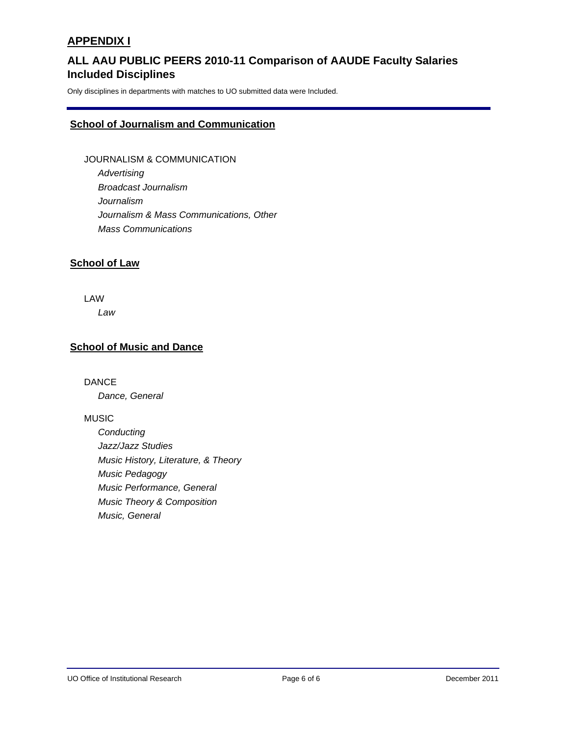## APPENDIX I

## ALL AAU PUBLIC PEERS 2010-11 Comparison of AAUDE Faculty Salaries Included Disciplines

Only disciplines in departments with matches to UO submitted data were Included.

### School of Journalism and Communication

JOURNALISM & COMMUNICATION

- *Advertising*
- *Broadcast Journalism*
- *Journalism*
- *Journalism & Mass Communications, Other*
- *Mass Communications*

### School of Law

LAW

- *Law*

### School of Music and Dance

DANCE

- *Dance, General*

MUSIC

- *Conducting*
- *Jazz/Jazz Studies*
- *Music History, Literature, & Theory*
- *Music Pedagogy*
- *Music Performance, General*
- *Music Theory & Composition*
- *Music, General*